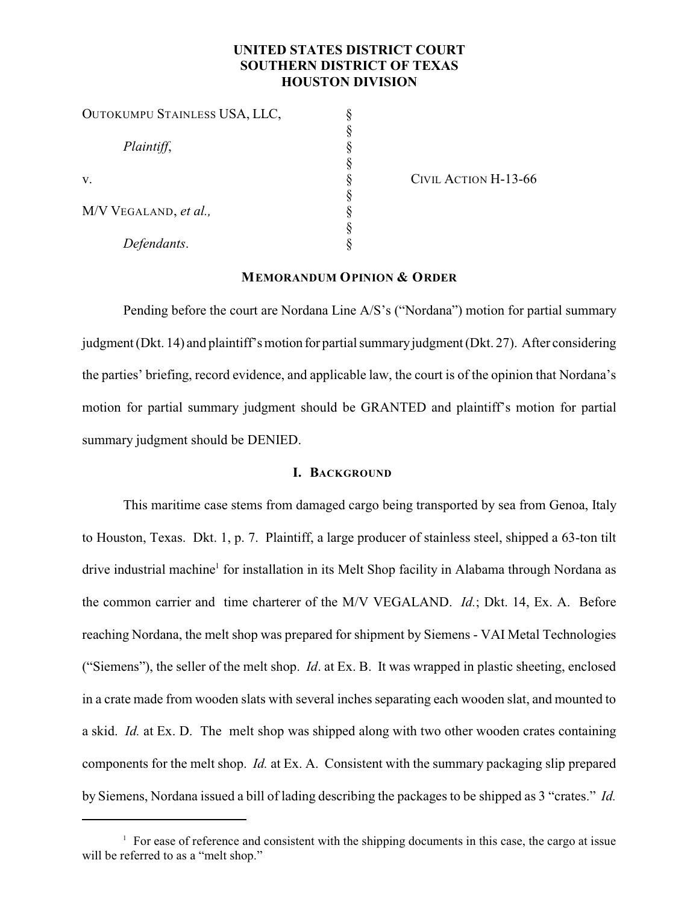**UNITED STATES DISTRICT COURT**
**SOUTHERN DISTRICT OF TEXAS**
**HOUSTON DIVISION**

| | | |
|---|---|---|
| OUTOKUMPU STAINLESS USA, LLC, | § | |
| | § | |
| *Plaintiff*, | § | |
| | § | |
| v. | § | CIVIL ACTION H-13-66 |
| | § | |
| M/V VEGALAND, *et al.,* | § | |
| | § | |
| *Defendants*. | § | |

## MEMORANDUM OPINION & ORDER

Pending before the court are Nordana Line A/S's ("Nordana") motion for partial summary judgment (Dkt. 14) and plaintiff's motion for partial summary judgment (Dkt. 27). After considering the parties' briefing, record evidence, and applicable law, the court is of the opinion that Nordana's motion for partial summary judgment should be GRANTED and plaintiff's motion for partial summary judgment should be DENIED.

## I. BACKGROUND

This maritime case stems from damaged cargo being transported by sea from Genoa, Italy to Houston, Texas. Dkt. 1, p. 7. Plaintiff, a large producer of stainless steel, shipped a 63-ton tilt drive industrial machine[1] for installation in its Melt Shop facility in Alabama through Nordana as the common carrier and time charterer of the M/V VEGALAND. *Id.*; Dkt. 14, Ex. A. Before reaching Nordana, the melt shop was prepared for shipment by Siemens - VAI Metal Technologies ("Siemens"), the seller of the melt shop. *Id*. at Ex. B. It was wrapped in plastic sheeting, enclosed in a crate made from wooden slats with several inches separating each wooden slat, and mounted to a skid. *Id.* at Ex. D. The melt shop was shipped along with two other wooden crates containing components for the melt shop. *Id.* at Ex. A. Consistent with the summary packaging slip prepared by Siemens, Nordana issued a bill of lading describing the packages to be shipped as 3 "crates." *Id.*

[1] For ease of reference and consistent with the shipping documents in this case, the cargo at issue will be referred to as a "melt shop."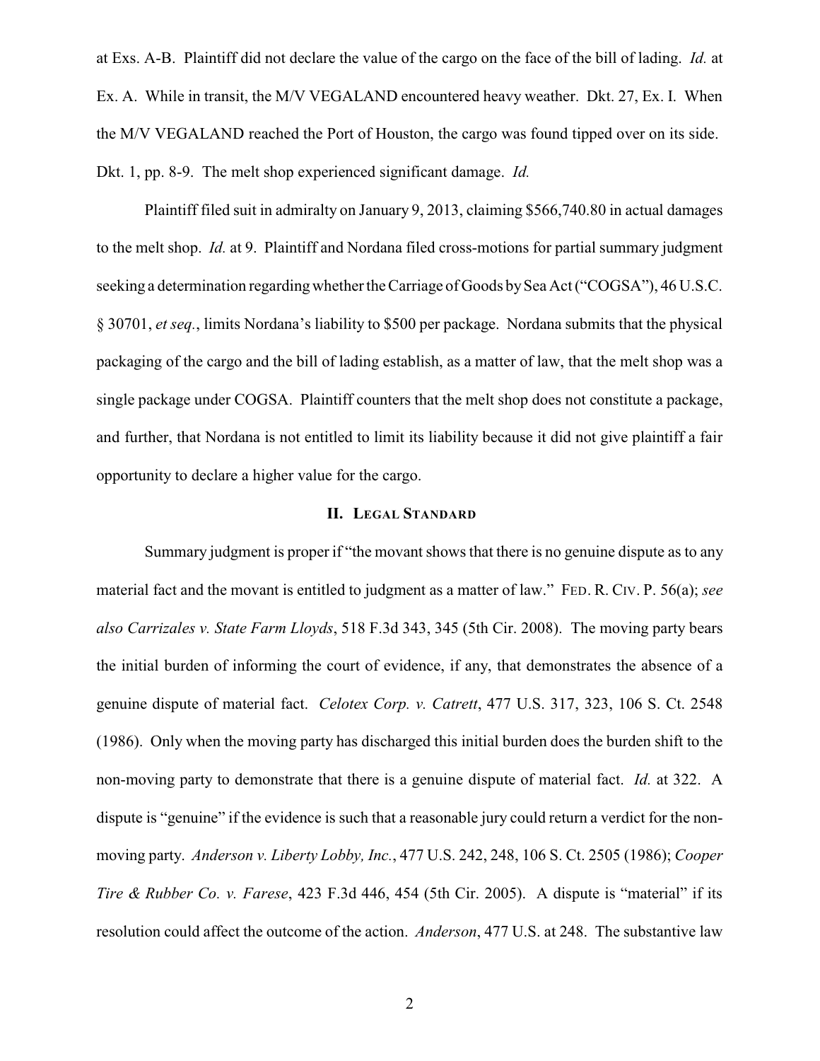at Exs. A-B. Plaintiff did not declare the value of the cargo on the face of the bill of lading. *Id.* at Ex. A. While in transit, the M/V VEGALAND encountered heavy weather. Dkt. 27, Ex. I. When the M/V VEGALAND reached the Port of Houston, the cargo was found tipped over on its side. Dkt. 1, pp. 8-9. The melt shop experienced significant damage. *Id.*

Plaintiff filed suit in admiralty on January 9, 2013, claiming $566,740.80 in actual damages to the melt shop. *Id.* at 9. Plaintiff and Nordana filed cross-motions for partial summary judgment seeking a determination regarding whether the Carriage of Goods by Sea Act ("COGSA"), 46 U.S.C. § 30701, *et seq.*, limits Nordana's liability to $500 per package. Nordana submits that the physical packaging of the cargo and the bill of lading establish, as a matter of law, that the melt shop was a single package under COGSA. Plaintiff counters that the melt shop does not constitute a package, and further, that Nordana is not entitled to limit its liability because it did not give plaintiff a fair opportunity to declare a higher value for the cargo.

## II. Legal Standard

Summary judgment is proper if "the movant shows that there is no genuine dispute as to any material fact and the movant is entitled to judgment as a matter of law." Fed. R. Civ. P. 56(a); *see also Carrizales v. State Farm Lloyds*, 518 F.3d 343, 345 (5th Cir. 2008). The moving party bears the initial burden of informing the court of evidence, if any, that demonstrates the absence of a genuine dispute of material fact. *Celotex Corp. v. Catrett*, 477 U.S. 317, 323, 106 S. Ct. 2548 (1986). Only when the moving party has discharged this initial burden does the burden shift to the non-moving party to demonstrate that there is a genuine dispute of material fact. *Id.* at 322. A dispute is "genuine" if the evidence is such that a reasonable jury could return a verdict for the non-moving party. *Anderson v. Liberty Lobby, Inc.*, 477 U.S. 242, 248, 106 S. Ct. 2505 (1986); *Cooper Tire & Rubber Co. v. Farese*, 423 F.3d 446, 454 (5th Cir. 2005). A dispute is "material" if its resolution could affect the outcome of the action. *Anderson*, 477 U.S. at 248. The substantive law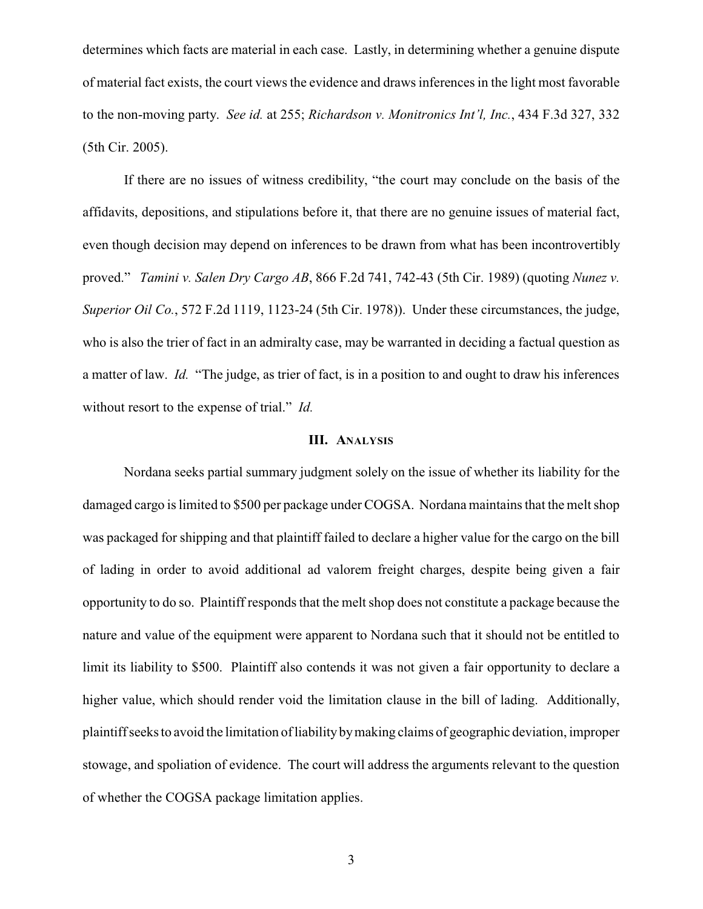determines which facts are material in each case. Lastly, in determining whether a genuine dispute of material fact exists, the court views the evidence and draws inferences in the light most favorable to the non-moving party. *See id.* at 255; *Richardson v. Monitronics Int'l, Inc.*, 434 F.3d 327, 332 (5th Cir. 2005).

If there are no issues of witness credibility, "the court may conclude on the basis of the affidavits, depositions, and stipulations before it, that there are no genuine issues of material fact, even though decision may depend on inferences to be drawn from what has been incontrovertibly proved." *Tamini v. Salen Dry Cargo AB*, 866 F.2d 741, 742-43 (5th Cir. 1989) (quoting *Nunez v. Superior Oil Co.*, 572 F.2d 1119, 1123-24 (5th Cir. 1978)). Under these circumstances, the judge, who is also the trier of fact in an admiralty case, may be warranted in deciding a factual question as a matter of law. *Id.* "The judge, as trier of fact, is in a position to and ought to draw his inferences without resort to the expense of trial." *Id.*

## III. ANALYSIS

Nordana seeks partial summary judgment solely on the issue of whether its liability for the damaged cargo is limited to $500 per package under COGSA. Nordana maintains that the melt shop was packaged for shipping and that plaintiff failed to declare a higher value for the cargo on the bill of lading in order to avoid additional ad valorem freight charges, despite being given a fair opportunity to do so. Plaintiff responds that the melt shop does not constitute a package because the nature and value of the equipment were apparent to Nordana such that it should not be entitled to limit its liability to $500. Plaintiff also contends it was not given a fair opportunity to declare a higher value, which should render void the limitation clause in the bill of lading. Additionally, plaintiff seeks to avoid the limitation of liability by making claims of geographic deviation, improper stowage, and spoliation of evidence. The court will address the arguments relevant to the question of whether the COGSA package limitation applies.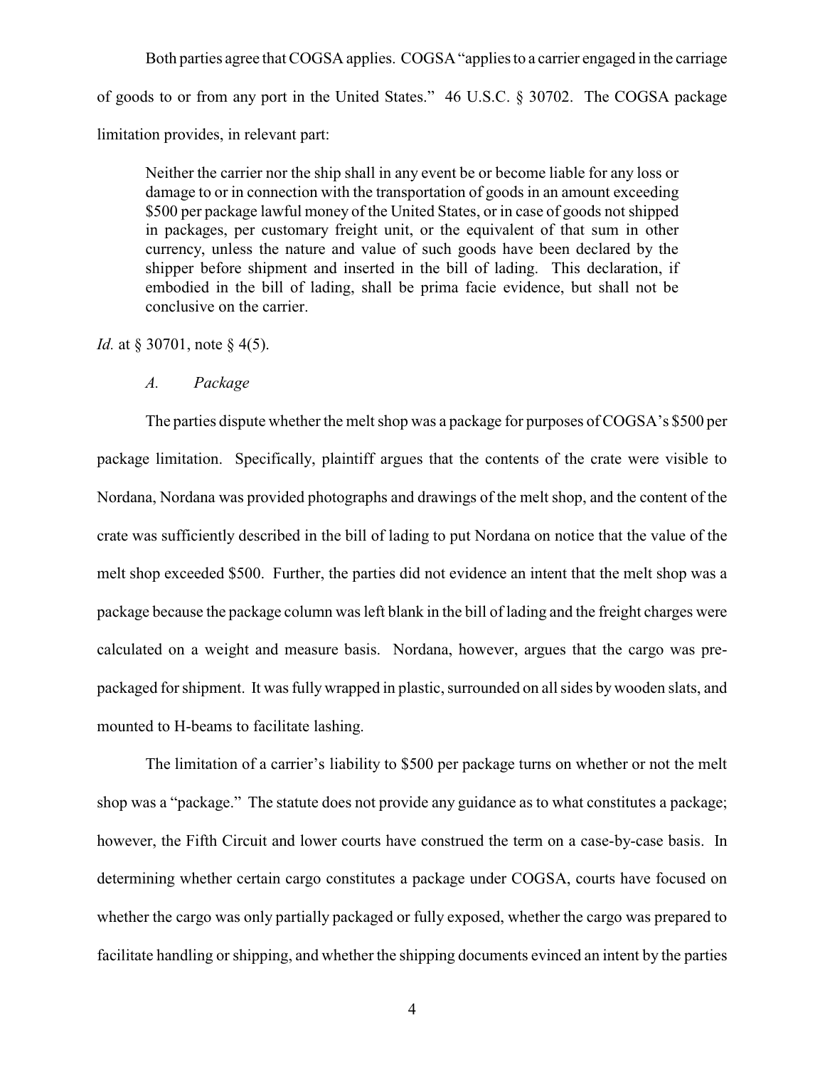Both parties agree that COGSA applies. COGSA "applies to a carrier engaged in the carriage of goods to or from any port in the United States." 46 U.S.C. § 30702. The COGSA package limitation provides, in relevant part:

> Neither the carrier nor the ship shall in any event be or become liable for any loss or damage to or in connection with the transportation of goods in an amount exceeding \$500 per package lawful money of the United States, or in case of goods not shipped in packages, per customary freight unit, or the equivalent of that sum in other currency, unless the nature and value of such goods have been declared by the shipper before shipment and inserted in the bill of lading. This declaration, if embodied in the bill of lading, shall be prima facie evidence, but shall not be conclusive on the carrier.

*Id.* at § 30701, note § 4(5).

*A. Package*

The parties dispute whether the melt shop was a package for purposes of COGSA's \$500 per package limitation. Specifically, plaintiff argues that the contents of the crate were visible to Nordana, Nordana was provided photographs and drawings of the melt shop, and the content of the crate was sufficiently described in the bill of lading to put Nordana on notice that the value of the melt shop exceeded \$500. Further, the parties did not evidence an intent that the melt shop was a package because the package column was left blank in the bill of lading and the freight charges were calculated on a weight and measure basis. Nordana, however, argues that the cargo was pre-packaged for shipment. It was fully wrapped in plastic, surrounded on all sides by wooden slats, and mounted to H-beams to facilitate lashing.

The limitation of a carrier's liability to \$500 per package turns on whether or not the melt shop was a "package." The statute does not provide any guidance as to what constitutes a package; however, the Fifth Circuit and lower courts have construed the term on a case-by-case basis. In determining whether certain cargo constitutes a package under COGSA, courts have focused on whether the cargo was only partially packaged or fully exposed, whether the cargo was prepared to facilitate handling or shipping, and whether the shipping documents evinced an intent by the parties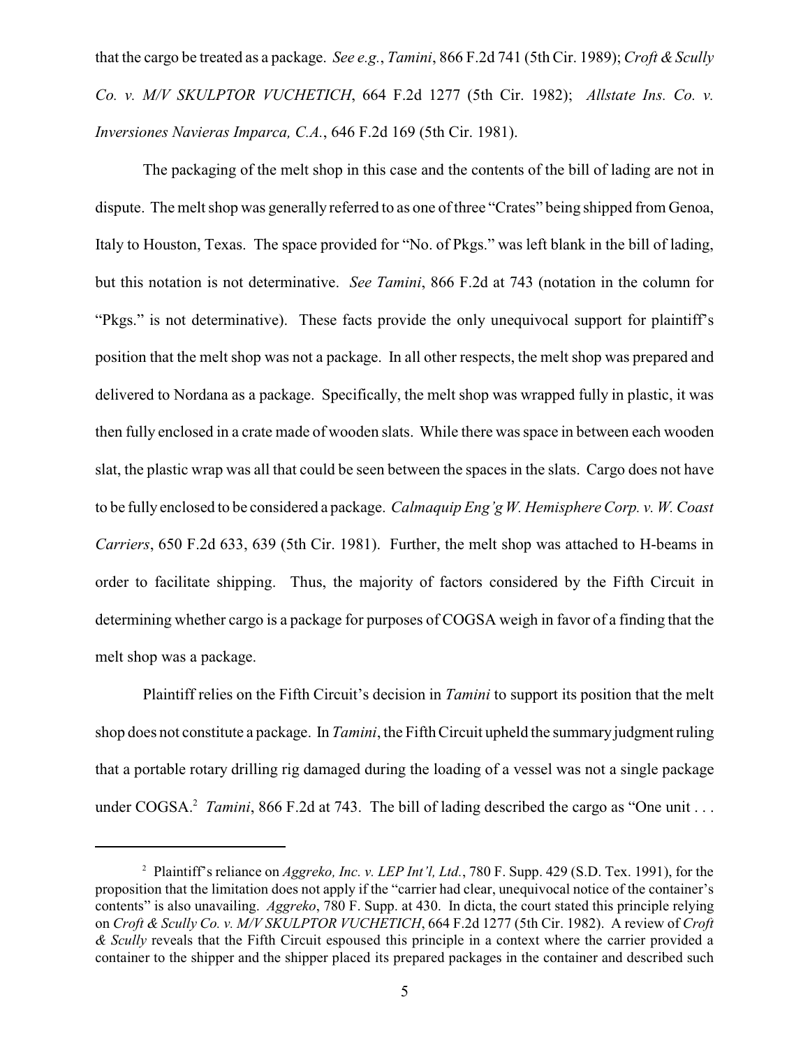that the cargo be treated as a package. *See e.g.*, *Tamini*, 866 F.2d 741 (5th Cir. 1989); *Croft & Scully Co. v. M/V SKULPTOR VUCHETICH*, 664 F.2d 1277 (5th Cir. 1982); *Allstate Ins. Co. v. Inversiones Navieras Imparca, C.A.*, 646 F.2d 169 (5th Cir. 1981).

The packaging of the melt shop in this case and the contents of the bill of lading are not in dispute. The melt shop was generally referred to as one of three "Crates" being shipped from Genoa, Italy to Houston, Texas. The space provided for "No. of Pkgs." was left blank in the bill of lading, but this notation is not determinative. *See Tamini*, 866 F.2d at 743 (notation in the column for "Pkgs." is not determinative). These facts provide the only unequivocal support for plaintiff's position that the melt shop was not a package. In all other respects, the melt shop was prepared and delivered to Nordana as a package. Specifically, the melt shop was wrapped fully in plastic, it was then fully enclosed in a crate made of wooden slats. While there was space in between each wooden slat, the plastic wrap was all that could be seen between the spaces in the slats. Cargo does not have to be fully enclosed to be considered a package. *Calmaquip Eng'g W. Hemisphere Corp. v. W. Coast Carriers*, 650 F.2d 633, 639 (5th Cir. 1981). Further, the melt shop was attached to H-beams in order to facilitate shipping. Thus, the majority of factors considered by the Fifth Circuit in determining whether cargo is a package for purposes of COGSA weigh in favor of a finding that the melt shop was a package.

Plaintiff relies on the Fifth Circuit's decision in *Tamini* to support its position that the melt shop does not constitute a package. In *Tamini*, the Fifth Circuit upheld the summary judgment ruling that a portable rotary drilling rig damaged during the loading of a vessel was not a single package under COGSA.[2] *Tamini*, 866 F.2d at 743. The bill of lading described the cargo as "One unit . . .

[2] Plaintiff's reliance on *Aggreko, Inc. v. LEP Int'l, Ltd.*, 780 F. Supp. 429 (S.D. Tex. 1991), for the proposition that the limitation does not apply if the "carrier had clear, unequivocal notice of the container's contents" is also unavailing. *Aggreko*, 780 F. Supp. at 430. In dicta, the court stated this principle relying on *Croft & Scully Co. v. M/V SKULPTOR VUCHETICH*, 664 F.2d 1277 (5th Cir. 1982). A review of *Croft & Scully* reveals that the Fifth Circuit espoused this principle in a context where the carrier provided a container to the shipper and the shipper placed its prepared packages in the container and described such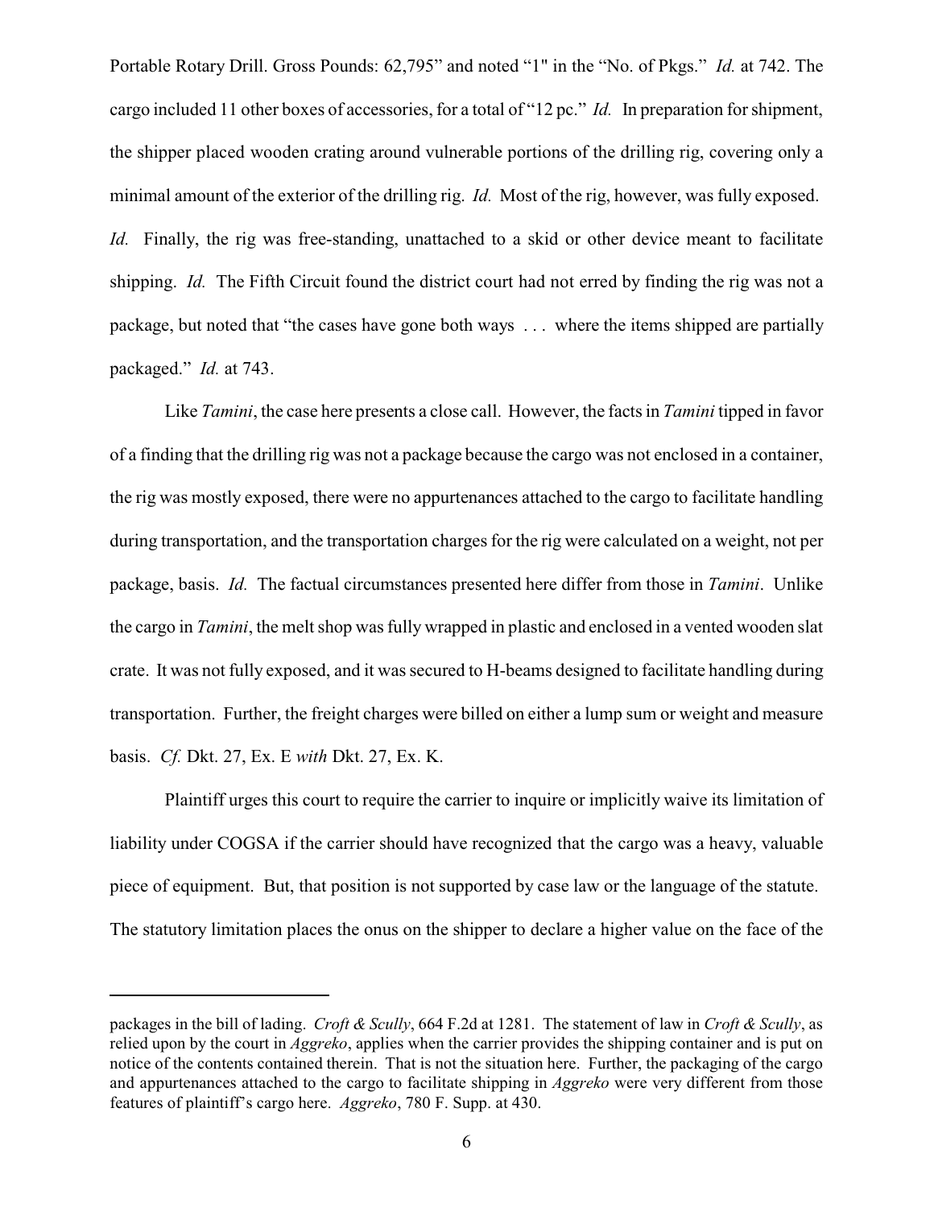Portable Rotary Drill. Gross Pounds: 62,795" and noted "1" in the "No. of Pkgs." *Id.* at 742. The cargo included 11 other boxes of accessories, for a total of "12 pc." *Id.* In preparation for shipment, the shipper placed wooden crating around vulnerable portions of the drilling rig, covering only a minimal amount of the exterior of the drilling rig. *Id.* Most of the rig, however, was fully exposed. *Id.* Finally, the rig was free-standing, unattached to a skid or other device meant to facilitate shipping. *Id.* The Fifth Circuit found the district court had not erred by finding the rig was not a package, but noted that "the cases have gone both ways . . . where the items shipped are partially packaged." *Id.* at 743.

Like *Tamini*, the case here presents a close call. However, the facts in *Tamini* tipped in favor of a finding that the drilling rig was not a package because the cargo was not enclosed in a container, the rig was mostly exposed, there were no appurtenances attached to the cargo to facilitate handling during transportation, and the transportation charges for the rig were calculated on a weight, not per package, basis. *Id.* The factual circumstances presented here differ from those in *Tamini*. Unlike the cargo in *Tamini*, the melt shop was fully wrapped in plastic and enclosed in a vented wooden slat crate. It was not fully exposed, and it was secured to H-beams designed to facilitate handling during transportation. Further, the freight charges were billed on either a lump sum or weight and measure basis. *Cf.* Dkt. 27, Ex. E *with* Dkt. 27, Ex. K.

Plaintiff urges this court to require the carrier to inquire or implicitly waive its limitation of liability under COGSA if the carrier should have recognized that the cargo was a heavy, valuable piece of equipment. But, that position is not supported by case law or the language of the statute. The statutory limitation places the onus on the shipper to declare a higher value on the face of the

---

packages in the bill of lading. *Croft & Scully*, 664 F.2d at 1281. The statement of law in *Croft & Scully*, as relied upon by the court in *Aggreko*, applies when the carrier provides the shipping container and is put on notice of the contents contained therein. That is not the situation here. Further, the packaging of the cargo and appurtenances attached to the cargo to facilitate shipping in *Aggreko* were very different from those features of plaintiff's cargo here. *Aggreko*, 780 F. Supp. at 430.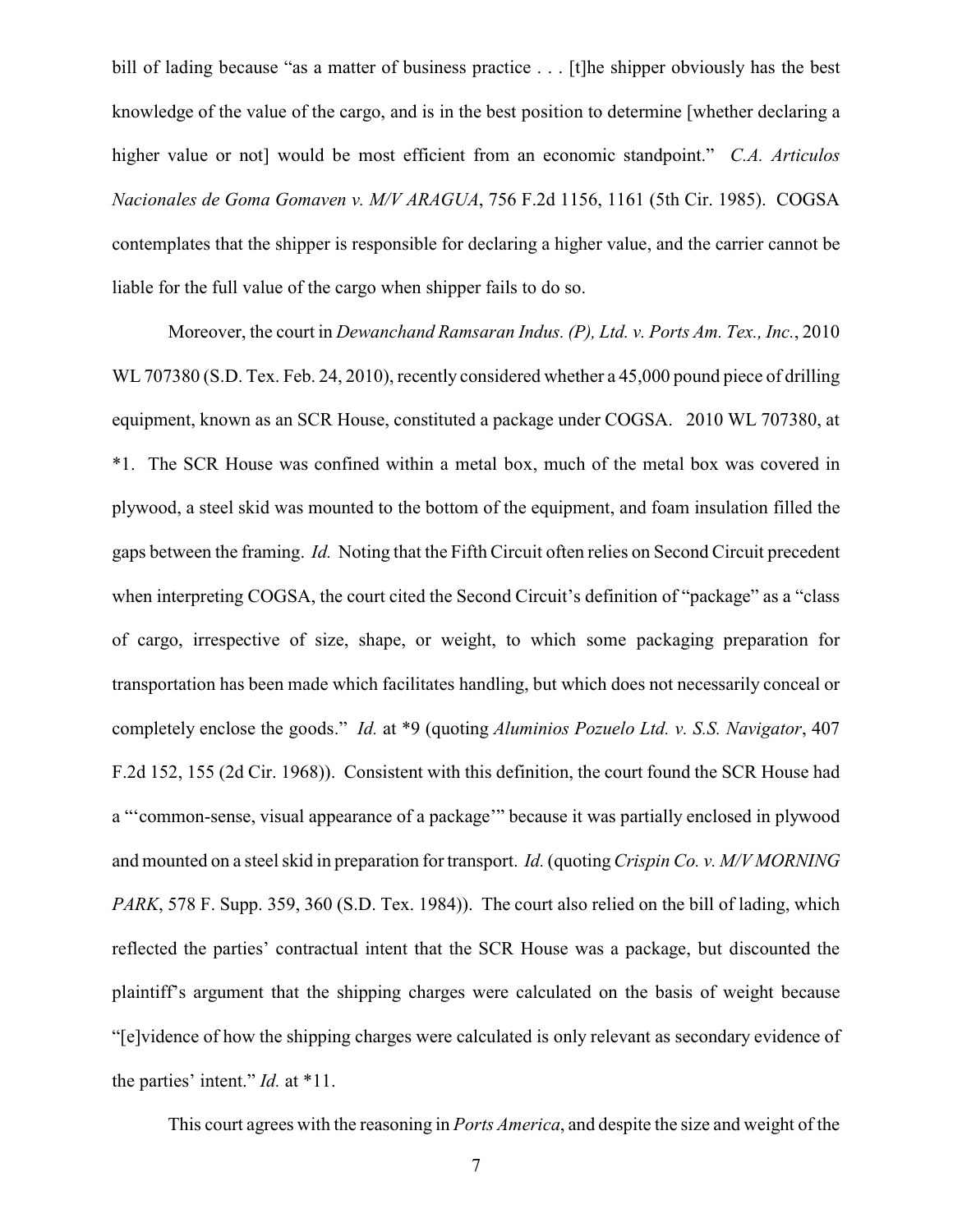bill of lading because "as a matter of business practice . . . [t]he shipper obviously has the best knowledge of the value of the cargo, and is in the best position to determine [whether declaring a higher value or not] would be most efficient from an economic standpoint." *C.A. Articulos Nacionales de Goma Gomaven v. M/V ARAGUA*, 756 F.2d 1156, 1161 (5th Cir. 1985). COGSA contemplates that the shipper is responsible for declaring a higher value, and the carrier cannot be liable for the full value of the cargo when shipper fails to do so.

Moreover, the court in *Dewanchand Ramsaran Indus. (P), Ltd. v. Ports Am. Tex., Inc.*, 2010 WL 707380 (S.D. Tex. Feb. 24, 2010), recently considered whether a 45,000 pound piece of drilling equipment, known as an SCR House, constituted a package under COGSA. 2010 WL 707380, at *1. The SCR House was confined within a metal box, much of the metal box was covered in plywood, a steel skid was mounted to the bottom of the equipment, and foam insulation filled the gaps between the framing. *Id.* Noting that the Fifth Circuit often relies on Second Circuit precedent when interpreting COGSA, the court cited the Second Circuit's definition of "package" as a "class of cargo, irrespective of size, shape, or weight, to which some packaging preparation for transportation has been made which facilitates handling, but which does not necessarily conceal or completely enclose the goods." *Id.* at *9 (quoting *Aluminios Pozuelo Ltd. v. S.S. Navigator*, 407 F.2d 152, 155 (2d Cir. 1968)). Consistent with this definition, the court found the SCR House had a "'common-sense, visual appearance of a package'" because it was partially enclosed in plywood and mounted on a steel skid in preparation for transport. *Id.* (quoting *Crispin Co. v. M/V MORNING PARK*, 578 F. Supp. 359, 360 (S.D. Tex. 1984)). The court also relied on the bill of lading, which reflected the parties' contractual intent that the SCR House was a package, but discounted the plaintiff's argument that the shipping charges were calculated on the basis of weight because "[e]vidence of how the shipping charges were calculated is only relevant as secondary evidence of the parties' intent." *Id.* at *11.

This court agrees with the reasoning in *Ports America*, and despite the size and weight of the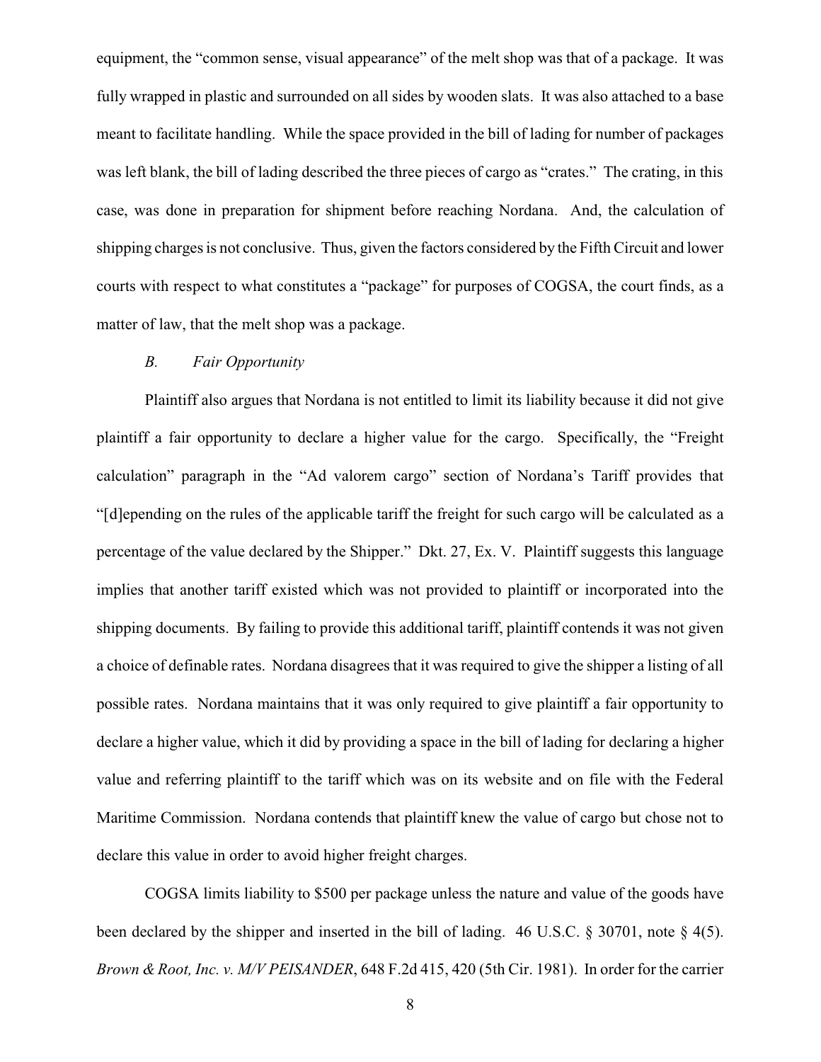equipment, the "common sense, visual appearance" of the melt shop was that of a package. It was fully wrapped in plastic and surrounded on all sides by wooden slats. It was also attached to a base meant to facilitate handling. While the space provided in the bill of lading for number of packages was left blank, the bill of lading described the three pieces of cargo as "crates." The crating, in this case, was done in preparation for shipment before reaching Nordana. And, the calculation of shipping charges is not conclusive. Thus, given the factors considered by the Fifth Circuit and lower courts with respect to what constitutes a "package" for purposes of COGSA, the court finds, as a matter of law, that the melt shop was a package.

### *B. Fair Opportunity*

Plaintiff also argues that Nordana is not entitled to limit its liability because it did not give plaintiff a fair opportunity to declare a higher value for the cargo. Specifically, the "Freight calculation" paragraph in the "Ad valorem cargo" section of Nordana's Tariff provides that "[d]epending on the rules of the applicable tariff the freight for such cargo will be calculated as a percentage of the value declared by the Shipper." Dkt. 27, Ex. V. Plaintiff suggests this language implies that another tariff existed which was not provided to plaintiff or incorporated into the shipping documents. By failing to provide this additional tariff, plaintiff contends it was not given a choice of definable rates. Nordana disagrees that it was required to give the shipper a listing of all possible rates. Nordana maintains that it was only required to give plaintiff a fair opportunity to declare a higher value, which it did by providing a space in the bill of lading for declaring a higher value and referring plaintiff to the tariff which was on its website and on file with the Federal Maritime Commission. Nordana contends that plaintiff knew the value of cargo but chose not to declare this value in order to avoid higher freight charges.

COGSA limits liability to $500 per package unless the nature and value of the goods have been declared by the shipper and inserted in the bill of lading. 46 U.S.C. § 30701, note § 4(5). *Brown & Root, Inc. v. M/V PEISANDER*, 648 F.2d 415, 420 (5th Cir. 1981). In order for the carrier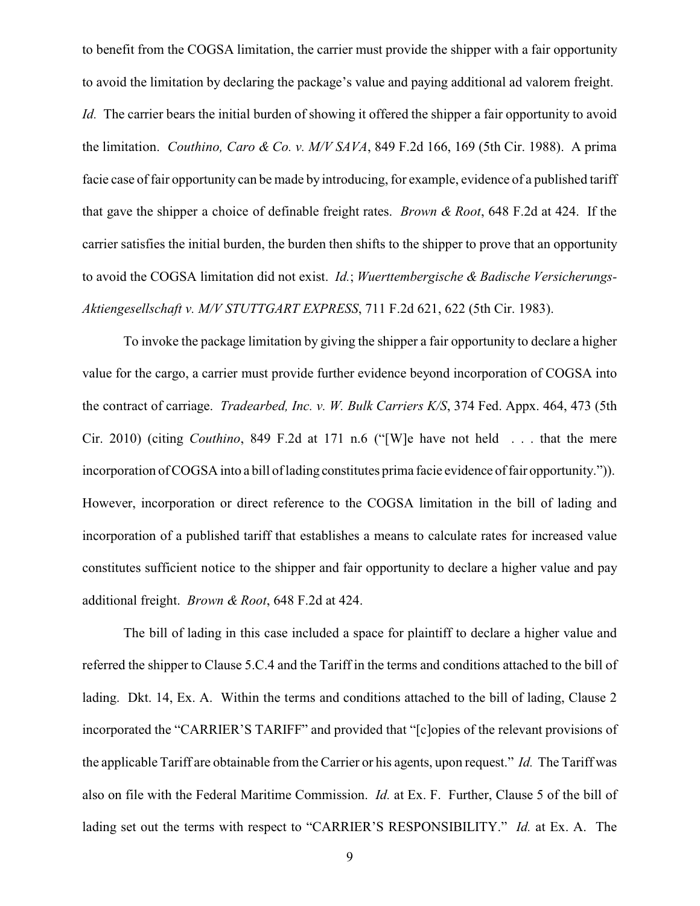to benefit from the COGSA limitation, the carrier must provide the shipper with a fair opportunity to avoid the limitation by declaring the package's value and paying additional ad valorem freight. *Id.* The carrier bears the initial burden of showing it offered the shipper a fair opportunity to avoid the limitation. *Couthino, Caro & Co. v. M/V SAVA*, 849 F.2d 166, 169 (5th Cir. 1988). A prima facie case of fair opportunity can be made by introducing, for example, evidence of a published tariff that gave the shipper a choice of definable freight rates. *Brown & Root*, 648 F.2d at 424. If the carrier satisfies the initial burden, the burden then shifts to the shipper to prove that an opportunity to avoid the COGSA limitation did not exist. *Id.*; *Wuerttembergische & Badische Versicherungs-Aktiengesellschaft v. M/V STUTTGART EXPRESS*, 711 F.2d 621, 622 (5th Cir. 1983).

To invoke the package limitation by giving the shipper a fair opportunity to declare a higher value for the cargo, a carrier must provide further evidence beyond incorporation of COGSA into the contract of carriage. *Tradearbed, Inc. v. W. Bulk Carriers K/S*, 374 Fed. Appx. 464, 473 (5th Cir. 2010) (citing *Couthino*, 849 F.2d at 171 n.6 ("[W]e have not held . . . that the mere incorporation of COGSA into a bill of lading constitutes prima facie evidence of fair opportunity.")). However, incorporation or direct reference to the COGSA limitation in the bill of lading and incorporation of a published tariff that establishes a means to calculate rates for increased value constitutes sufficient notice to the shipper and fair opportunity to declare a higher value and pay additional freight. *Brown & Root*, 648 F.2d at 424.

The bill of lading in this case included a space for plaintiff to declare a higher value and referred the shipper to Clause 5.C.4 and the Tariff in the terms and conditions attached to the bill of lading. Dkt. 14, Ex. A. Within the terms and conditions attached to the bill of lading, Clause 2 incorporated the "CARRIER'S TARIFF" and provided that "[c]opies of the relevant provisions of the applicable Tariff are obtainable from the Carrier or his agents, upon request." *Id.* The Tariff was also on file with the Federal Maritime Commission. *Id.* at Ex. F. Further, Clause 5 of the bill of lading set out the terms with respect to "CARRIER'S RESPONSIBILITY." *Id.* at Ex. A. The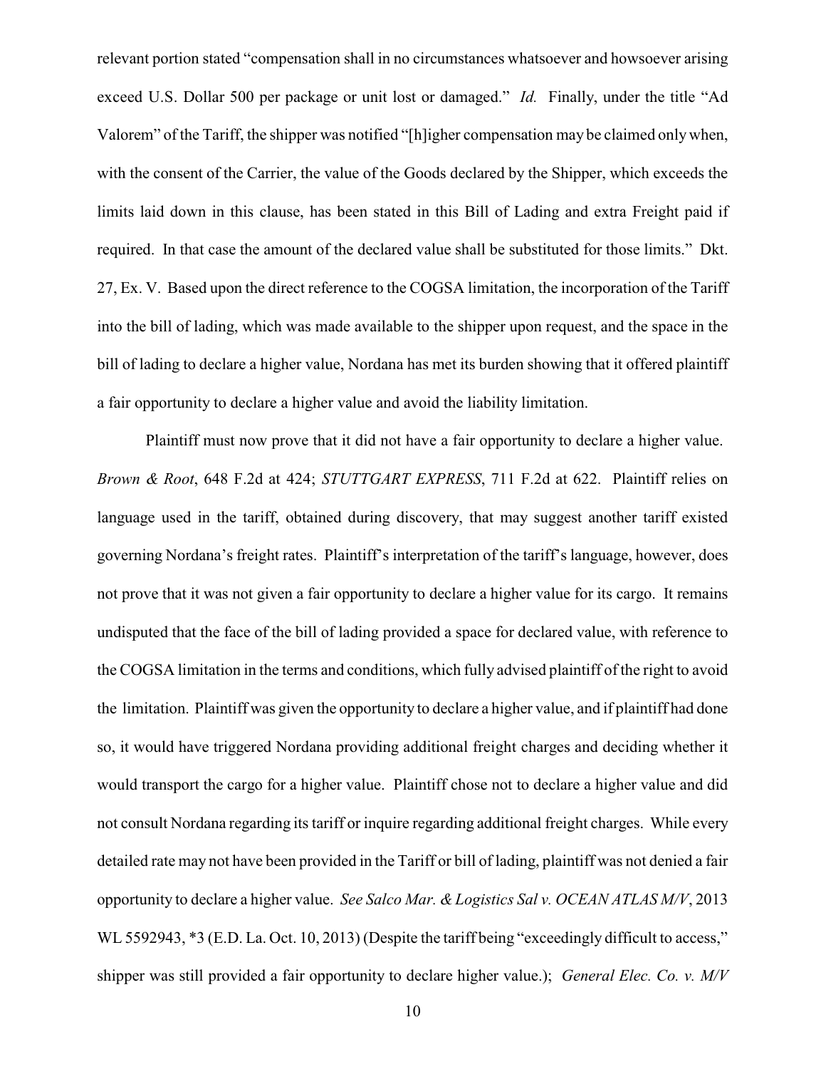relevant portion stated "compensation shall in no circumstances whatsoever and howsoever arising exceed U.S. Dollar 500 per package or unit lost or damaged." *Id.* Finally, under the title "Ad Valorem" of the Tariff, the shipper was notified "[h]igher compensation may be claimed only when, with the consent of the Carrier, the value of the Goods declared by the Shipper, which exceeds the limits laid down in this clause, has been stated in this Bill of Lading and extra Freight paid if required. In that case the amount of the declared value shall be substituted for those limits." Dkt. 27, Ex. V. Based upon the direct reference to the COGSA limitation, the incorporation of the Tariff into the bill of lading, which was made available to the shipper upon request, and the space in the bill of lading to declare a higher value, Nordana has met its burden showing that it offered plaintiff a fair opportunity to declare a higher value and avoid the liability limitation.

Plaintiff must now prove that it did not have a fair opportunity to declare a higher value. *Brown & Root*, 648 F.2d at 424; *STUTTGART EXPRESS*, 711 F.2d at 622. Plaintiff relies on language used in the tariff, obtained during discovery, that may suggest another tariff existed governing Nordana's freight rates. Plaintiff's interpretation of the tariff's language, however, does not prove that it was not given a fair opportunity to declare a higher value for its cargo. It remains undisputed that the face of the bill of lading provided a space for declared value, with reference to the COGSA limitation in the terms and conditions, which fully advised plaintiff of the right to avoid the limitation. Plaintiff was given the opportunity to declare a higher value, and if plaintiff had done so, it would have triggered Nordana providing additional freight charges and deciding whether it would transport the cargo for a higher value. Plaintiff chose not to declare a higher value and did not consult Nordana regarding its tariff or inquire regarding additional freight charges. While every detailed rate may not have been provided in the Tariff or bill of lading, plaintiff was not denied a fair opportunity to declare a higher value. *See Salco Mar. & Logistics Sal v. OCEAN ATLAS M/V*, 2013 WL 5592943, *3 (E.D. La. Oct. 10, 2013) (Despite the tariff being "exceedingly difficult to access," shipper was still provided a fair opportunity to declare higher value.); *General Elec. Co. v. M/V*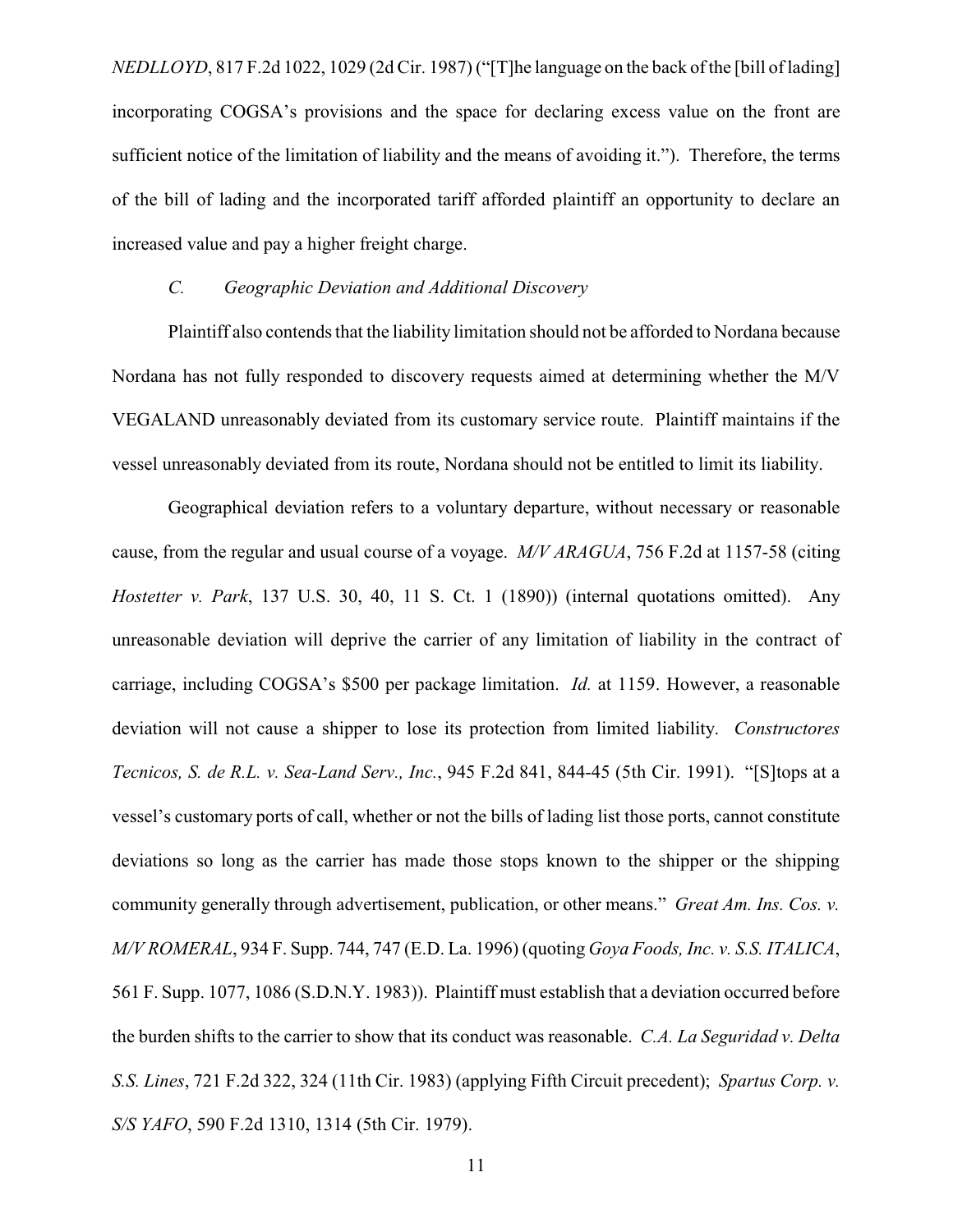*NEDLLOYD*, 817 F.2d 1022, 1029 (2d Cir. 1987) ("[T]he language on the back of the [bill of lading] incorporating COGSA's provisions and the space for declaring excess value on the front are sufficient notice of the limitation of liability and the means of avoiding it."). Therefore, the terms of the bill of lading and the incorporated tariff afforded plaintiff an opportunity to declare an increased value and pay a higher freight charge.

### *C. Geographic Deviation and Additional Discovery*

Plaintiff also contends that the liability limitation should not be afforded to Nordana because Nordana has not fully responded to discovery requests aimed at determining whether the M/V VEGALAND unreasonably deviated from its customary service route. Plaintiff maintains if the vessel unreasonably deviated from its route, Nordana should not be entitled to limit its liability.

Geographical deviation refers to a voluntary departure, without necessary or reasonable cause, from the regular and usual course of a voyage. *M/V ARAGUA*, 756 F.2d at 1157-58 (citing *Hostetter v. Park*, 137 U.S. 30, 40, 11 S. Ct. 1 (1890)) (internal quotations omitted). Any unreasonable deviation will deprive the carrier of any limitation of liability in the contract of carriage, including COGSA's $500 per package limitation. *Id.* at 1159. However, a reasonable deviation will not cause a shipper to lose its protection from limited liability. *Constructores Tecnicos, S. de R.L. v. Sea-Land Serv., Inc.*, 945 F.2d 841, 844-45 (5th Cir. 1991). "[S]tops at a vessel's customary ports of call, whether or not the bills of lading list those ports, cannot constitute deviations so long as the carrier has made those stops known to the shipper or the shipping community generally through advertisement, publication, or other means." *Great Am. Ins. Cos. v. M/V ROMERAL*, 934 F. Supp. 744, 747 (E.D. La. 1996) (quoting *Goya Foods, Inc. v. S.S. ITALICA*, 561 F. Supp. 1077, 1086 (S.D.N.Y. 1983)). Plaintiff must establish that a deviation occurred before the burden shifts to the carrier to show that its conduct was reasonable. *C.A. La Seguridad v. Delta S.S. Lines*, 721 F.2d 322, 324 (11th Cir. 1983) (applying Fifth Circuit precedent); *Spartus Corp. v. S/S YAFO*, 590 F.2d 1310, 1314 (5th Cir. 1979).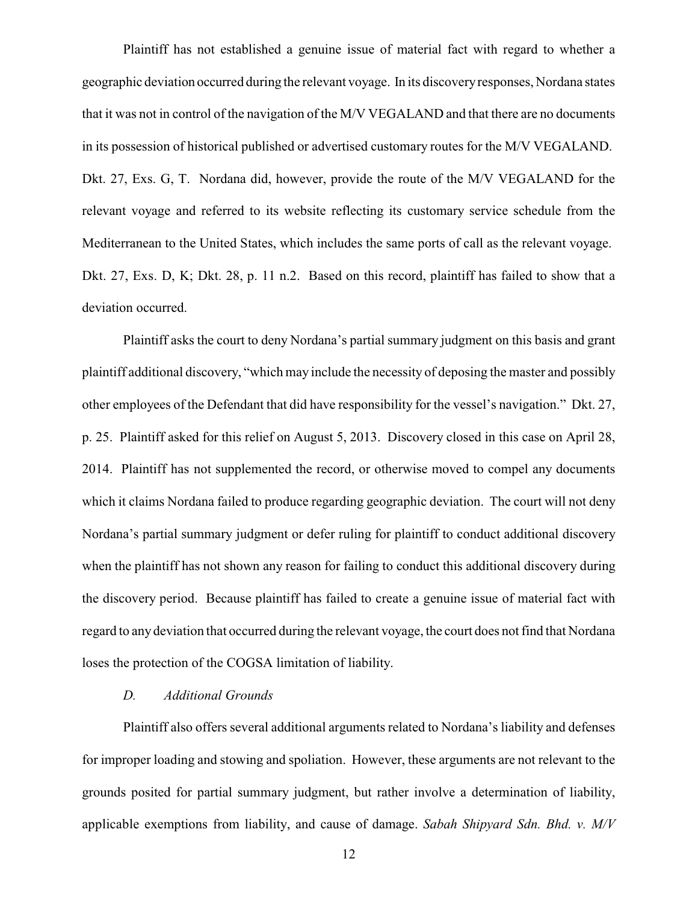Plaintiff has not established a genuine issue of material fact with regard to whether a geographic deviation occurred during the relevant voyage. In its discovery responses, Nordana states that it was not in control of the navigation of the M/V VEGALAND and that there are no documents in its possession of historical published or advertised customary routes for the M/V VEGALAND. Dkt. 27, Exs. G, T. Nordana did, however, provide the route of the M/V VEGALAND for the relevant voyage and referred to its website reflecting its customary service schedule from the Mediterranean to the United States, which includes the same ports of call as the relevant voyage. Dkt. 27, Exs. D, K; Dkt. 28, p. 11 n.2. Based on this record, plaintiff has failed to show that a deviation occurred.

Plaintiff asks the court to deny Nordana's partial summary judgment on this basis and grant plaintiff additional discovery, "which may include the necessity of deposing the master and possibly other employees of the Defendant that did have responsibility for the vessel's navigation." Dkt. 27, p. 25. Plaintiff asked for this relief on August 5, 2013. Discovery closed in this case on April 28, 2014. Plaintiff has not supplemented the record, or otherwise moved to compel any documents which it claims Nordana failed to produce regarding geographic deviation. The court will not deny Nordana's partial summary judgment or defer ruling for plaintiff to conduct additional discovery when the plaintiff has not shown any reason for failing to conduct this additional discovery during the discovery period. Because plaintiff has failed to create a genuine issue of material fact with regard to any deviation that occurred during the relevant voyage, the court does not find that Nordana loses the protection of the COGSA limitation of liability.

### *D. Additional Grounds*

Plaintiff also offers several additional arguments related to Nordana's liability and defenses for improper loading and stowing and spoliation. However, these arguments are not relevant to the grounds posited for partial summary judgment, but rather involve a determination of liability, applicable exemptions from liability, and cause of damage. *Sabah Shipyard Sdn. Bhd. v. M/V*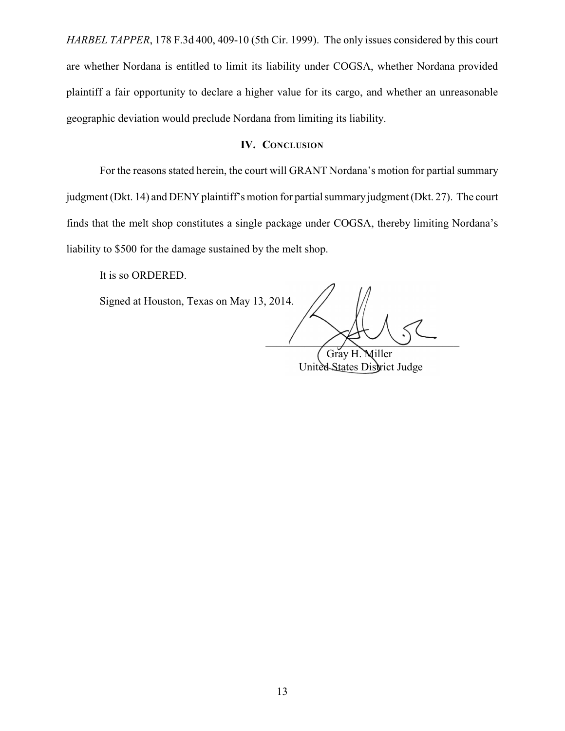*HARBEL TAPPER*, 178 F.3d 400, 409-10 (5th Cir. 1999). The only issues considered by this court are whether Nordana is entitled to limit its liability under COGSA, whether Nordana provided plaintiff a fair opportunity to declare a higher value for its cargo, and whether an unreasonable geographic deviation would preclude Nordana from limiting its liability.

## IV. CONCLUSION

For the reasons stated herein, the court will GRANT Nordana's motion for partial summary judgment (Dkt. 14) and DENY plaintiff's motion for partial summary judgment (Dkt. 27). The court finds that the melt shop constitutes a single package under COGSA, thereby limiting Nordana's liability to $500 for the damage sustained by the melt shop.

It is so ORDERED.

Signed at Houston, Texas on May 13, 2014.

Gray H. Miller
United States District Judge